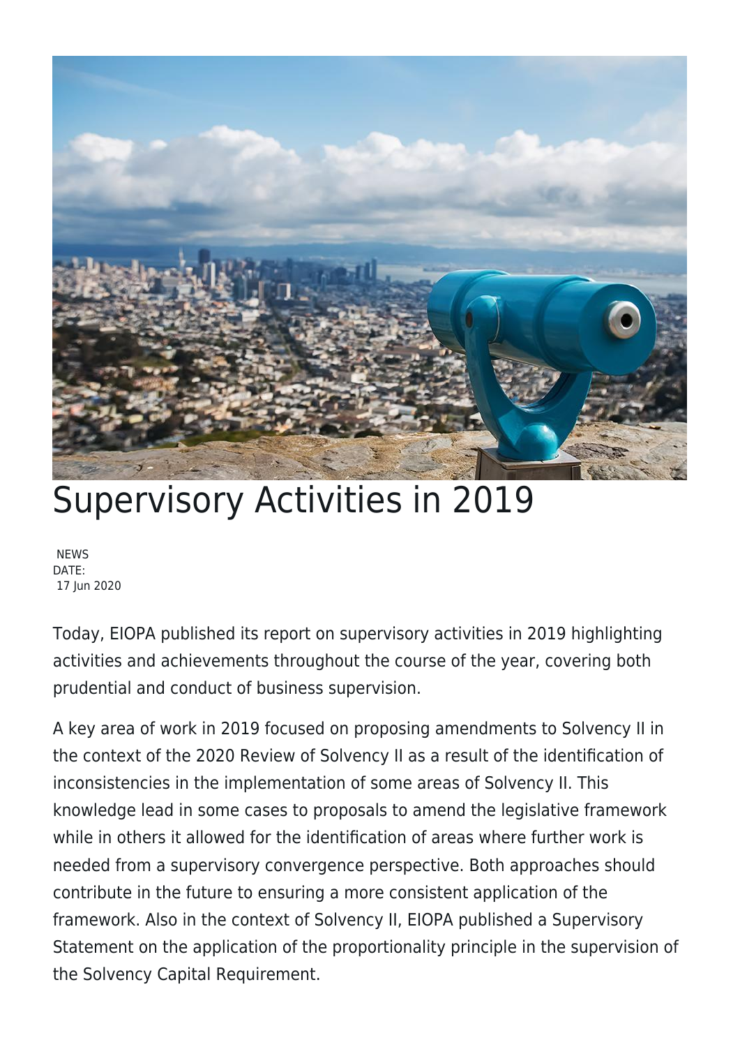# Supervisory Activities in 2019

NEWS
DATE:
17 Jun 2020

Today, EIOPA published its report on supervisory activities in 2019 highlighting activities and achievements throughout the course of the year, covering both prudential and conduct of business supervision.

A key area of work in 2019 focused on proposing amendments to Solvency II in the context of the 2020 Review of Solvency II as a result of the identification of inconsistencies in the implementation of some areas of Solvency II. This knowledge lead in some cases to proposals to amend the legislative framework while in others it allowed for the identification of areas where further work is needed from a supervisory convergence perspective. Both approaches should contribute in the future to ensuring a more consistent application of the framework. Also in the context of Solvency II, EIOPA published a Supervisory Statement on the application of the proportionality principle in the supervision of the Solvency Capital Requirement.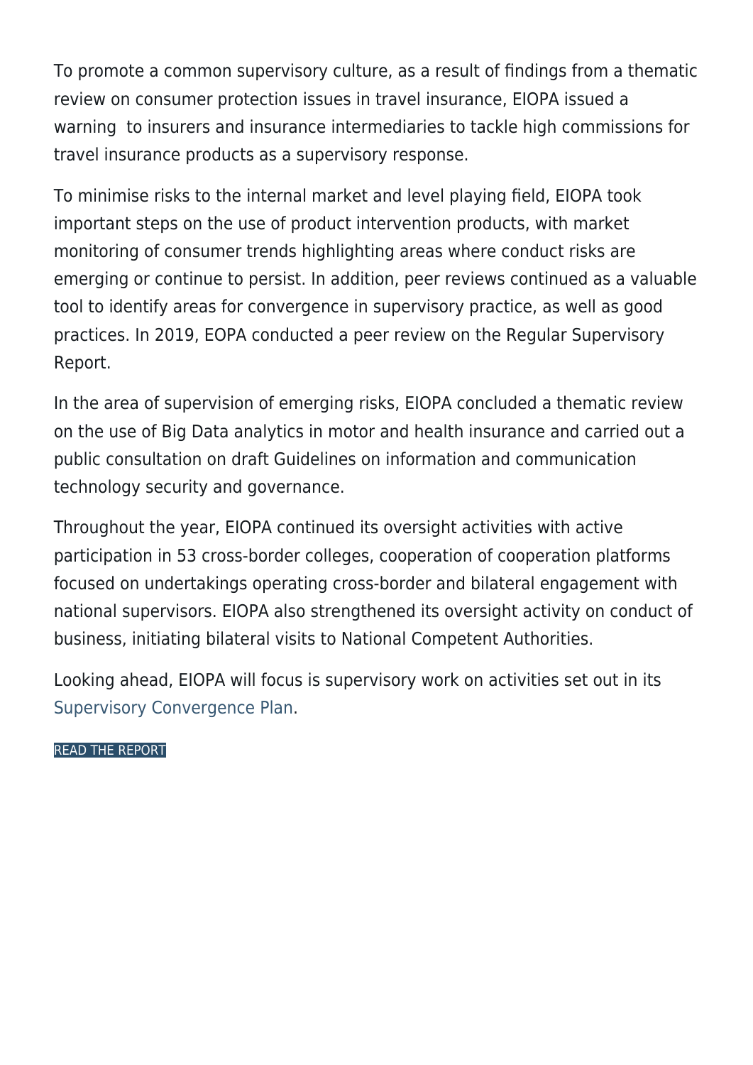To promote a common supervisory culture, as a result of findings from a thematic review on consumer protection issues in travel insurance, EIOPA issued a warning  to insurers and insurance intermediaries to tackle high commissions for travel insurance products as a supervisory response.

To minimise risks to the internal market and level playing field, EIOPA took important steps on the use of product intervention products, with market monitoring of consumer trends highlighting areas where conduct risks are emerging or continue to persist. In addition, peer reviews continued as a valuable tool to identify areas for convergence in supervisory practice, as well as good practices. In 2019, EOPA conducted a peer review on the Regular Supervisory Report.

In the area of supervision of emerging risks, EIOPA concluded a thematic review on the use of Big Data analytics in motor and health insurance and carried out a public consultation on draft Guidelines on information and communication technology security and governance.

Throughout the year, EIOPA continued its oversight activities with active participation in 53 cross-border colleges, cooperation of cooperation platforms focused on undertakings operating cross-border and bilateral engagement with national supervisors. EIOPA also strengthened its oversight activity on conduct of business, initiating bilateral visits to National Competent Authorities.

Looking ahead, EIOPA will focus is supervisory work on activities set out in its Supervisory Convergence Plan.

READ THE REPORT